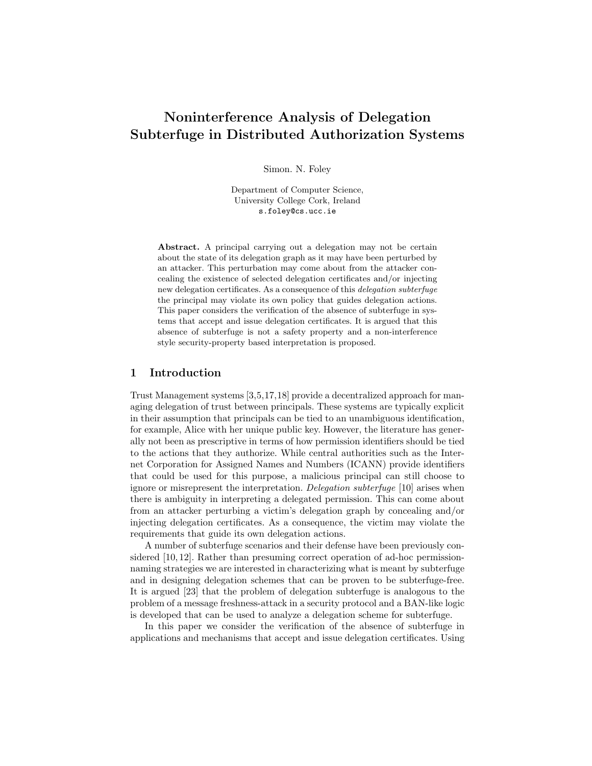# Noninterference Analysis of Delegation Subterfuge in Distributed Authorization Systems

Simon. N. Foley

Department of Computer Science,
University College Cork, Ireland
s.foley@cs.ucc.ie

**Abstract.** A principal carrying out a delegation may not be certain about the state of its delegation graph as it may have been perturbed by an attacker. This perturbation may come about from the attacker concealing the existence of selected delegation certificates and/or injecting new delegation certificates. As a consequence of this *delegation subterfuge* the principal may violate its own policy that guides delegation actions. This paper considers the verification of the absence of subterfuge in systems that accept and issue delegation certificates. It is argued that this absence of subterfuge is not a safety property and a non-interference style security-property based interpretation is proposed.

## 1 Introduction

Trust Management systems [3,5,17,18] provide a decentralized approach for managing delegation of trust between principals. These systems are typically explicit in their assumption that principals can be tied to an unambiguous identification, for example, Alice with her unique public key. However, the literature has generally not been as prescriptive in terms of how permission identifiers should be tied to the actions that they authorize. While central authorities such as the Internet Corporation for Assigned Names and Numbers (ICANN) provide identifiers that could be used for this purpose, a malicious principal can still choose to ignore or misrepresent the interpretation. *Delegation subterfuge* [10] arises when there is ambiguity in interpreting a delegated permission. This can come about from an attacker perturbing a victim's delegation graph by concealing and/or injecting delegation certificates. As a consequence, the victim may violate the requirements that guide its own delegation actions.

A number of subterfuge scenarios and their defense have been previously considered [10,12]. Rather than presuming correct operation of ad-hoc permission-naming strategies we are interested in characterizing what is meant by subterfuge and in designing delegation schemes that can be proven to be subterfuge-free. It is argued [23] that the problem of delegation subterfuge is analogous to the problem of a message freshness-attack in a security protocol and a BAN-like logic is developed that can be used to analyze a delegation scheme for subterfuge.

In this paper we consider the verification of the absence of subterfuge in applications and mechanisms that accept and issue delegation certificates. Using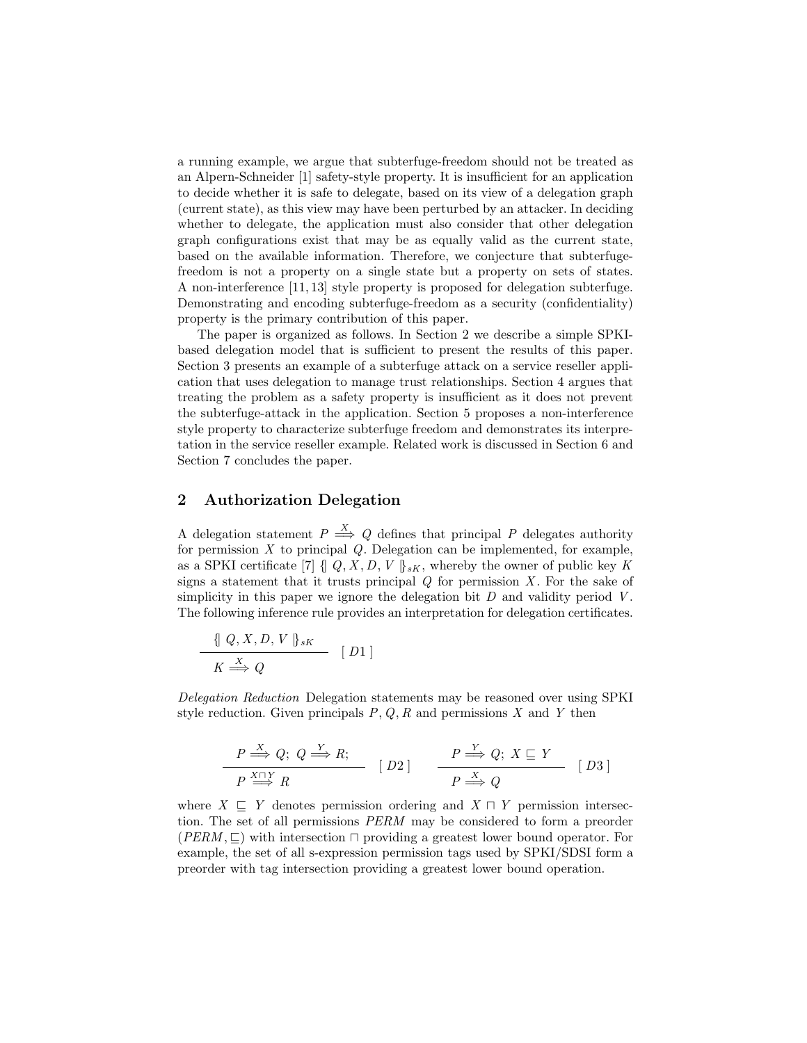a running example, we argue that subterfuge-freedom should not be treated as an Alpern-Schneider [1] safety-style property. It is insufficient for an application to decide whether it is safe to delegate, based on its view of a delegation graph (current state), as this view may have been perturbed by an attacker. In deciding whether to delegate, the application must also consider that other delegation graph configurations exist that may be as equally valid as the current state, based on the available information. Therefore, we conjecture that subterfuge-freedom is not a property on a single state but a property on sets of states. A non-interference [11, 13] style property is proposed for delegation subterfuge. Demonstrating and encoding subterfuge-freedom as a security (confidentiality) property is the primary contribution of this paper.

The paper is organized as follows. In Section 2 we describe a simple SPKI-based delegation model that is sufficient to present the results of this paper. Section 3 presents an example of a subterfuge attack on a service reseller application that uses delegation to manage trust relationships. Section 4 argues that treating the problem as a safety property is insufficient as it does not prevent the subterfuge-attack in the application. Section 5 proposes a non-interference style property to characterize subterfuge freedom and demonstrates its interpretation in the service reseller example. Related work is discussed in Section 6 and Section 7 concludes the paper.

## 2 Authorization Delegation

A delegation statement $P \stackrel{X}{\Longrightarrow} Q$ defines that principal $P$ delegates authority for permission $X$ to principal $Q$. Delegation can be implemented, for example, as a SPKI certificate [7] $\{\!|\ Q, X, D, V\ |\!\}_{sK}$, whereby the owner of public key $K$ signs a statement that it trusts principal $Q$ for permission $X$. For the sake of simplicity in this paper we ignore the delegation bit $D$ and validity period $V$. The following inference rule provides an interpretation for delegation certificates.

$$\frac{\{\!|\ Q, X, D, V\ |\!\}_{sK}}{K \stackrel{X}{\Longrightarrow} Q} \quad [\ D1\ ]$$

*Delegation Reduction* Delegation statements may be reasoned over using SPKI style reduction. Given principals $P, Q, R$ and permissions $X$ and $Y$ then

$$\frac{P \stackrel{X}{\Longrightarrow} Q;\ Q \stackrel{Y}{\Longrightarrow} R;}{P \stackrel{X \sqcap Y}{\Longrightarrow} R} \quad [\ D2\ ] \qquad \frac{P \stackrel{Y}{\Longrightarrow} Q;\ X \sqsubseteq Y}{P \stackrel{X}{\Longrightarrow} Q} \quad [\ D3\ ]$$

where $X \sqsubseteq Y$ denotes permission ordering and $X \sqcap Y$ permission intersection. The set of all permissions $PERM$ may be considered to form a preorder $(PERM, \sqsubseteq)$ with intersection $\sqcap$ providing a greatest lower bound operator. For example, the set of all s-expression permission tags used by SPKI/SDSI form a preorder with tag intersection providing a greatest lower bound operation.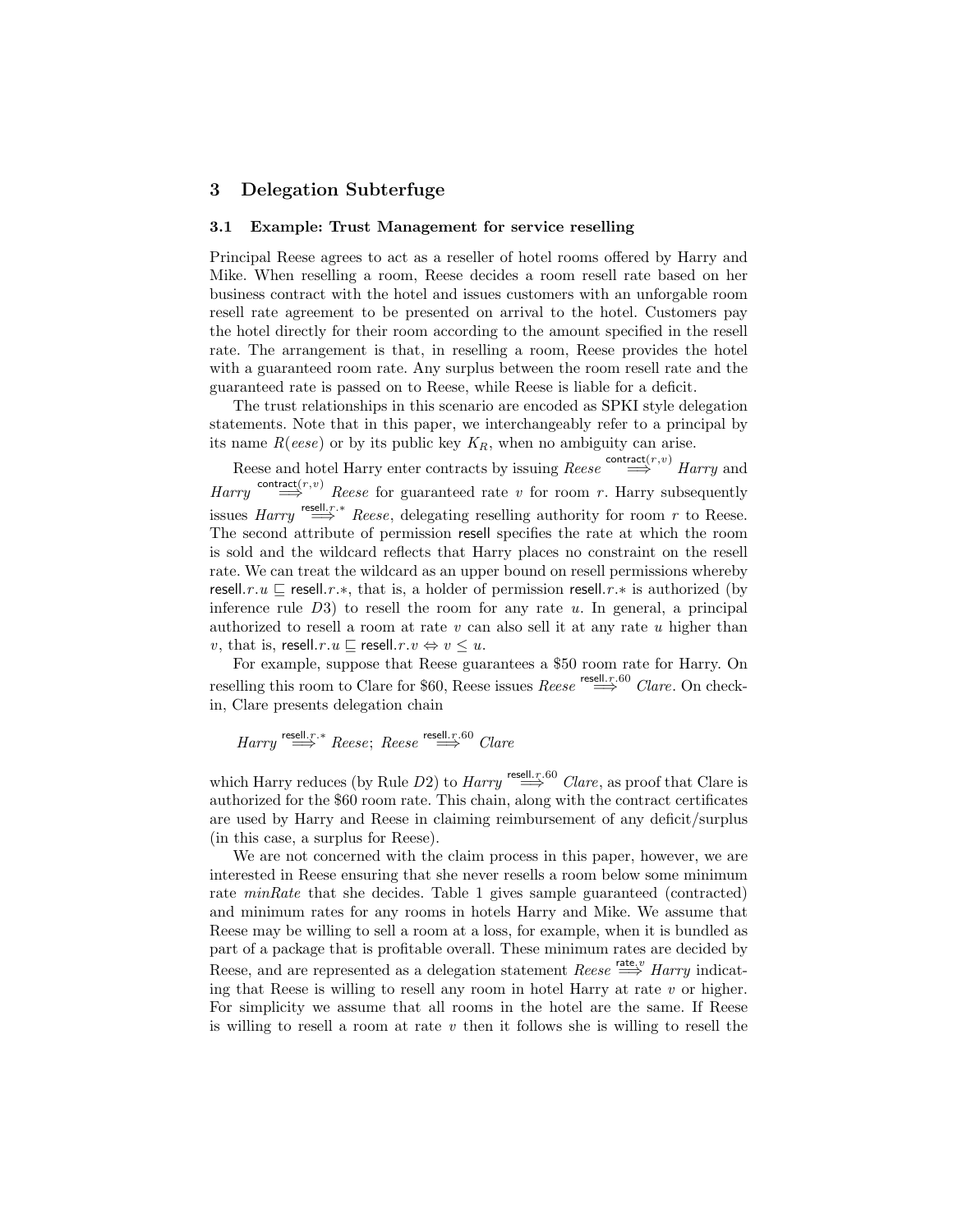## 3 Delegation Subterfuge

### 3.1 Example: Trust Management for service reselling

Principal Reese agrees to act as a reseller of hotel rooms offered by Harry and Mike. When reselling a room, Reese decides a room resell rate based on her business contract with the hotel and issues customers with an unforgable room resell rate agreement to be presented on arrival to the hotel. Customers pay the hotel directly for their room according to the amount specified in the resell rate. The arrangement is that, in reselling a room, Reese provides the hotel with a guaranteed room rate. Any surplus between the room resell rate and the guaranteed rate is passed on to Reese, while Reese is liable for a deficit.

The trust relationships in this scenario are encoded as SPKI style delegation statements. Note that in this paper, we interchangeably refer to a principal by its name $R(eese)$ or by its public key $K_R$, when no ambiguity can arise.

Reese and hotel Harry enter contracts by issuing $Reese \stackrel{\mathsf{contract}(r,v)}{\Longrightarrow} Harry$ and $Harry \stackrel{\mathsf{contract}(r,v)}{\Longrightarrow} Reese$ for guaranteed rate $v$ for room $r$. Harry subsequently issues $Harry \stackrel{\mathsf{resell}.r.*}{\Longrightarrow} Reese$, delegating reselling authority for room $r$ to Reese. The second attribute of permission $\mathsf{resell}$ specifies the rate at which the room is sold and the wildcard reflects that Harry places no constraint on the resell rate. We can treat the wildcard as an upper bound on resell permissions whereby $\mathsf{resell}.r.u \sqsubseteq \mathsf{resell}.r.*$, that is, a holder of permission $\mathsf{resell}.r.*$ is authorized (by inference rule $D3$) to resell the room for any rate $u$. In general, a principal authorized to resell a room at rate $v$ can also sell it at any rate $u$ higher than $v$, that is, $\mathsf{resell}.r.u \sqsubseteq \mathsf{resell}.r.v \Leftrightarrow v \leq u$.

For example, suppose that Reese guarantees a \$50 room rate for Harry. On reselling this room to Clare for \$60, Reese issues $Reese \stackrel{\mathsf{resell}.r.60}{\Longrightarrow} Clare$. On check-in, Clare presents delegation chain

$$Harry \stackrel{\mathsf{resell}.r.*}{\Longrightarrow} Reese;\ Reese \stackrel{\mathsf{resell}.r.60}{\Longrightarrow} Clare$$

which Harry reduces (by Rule $D2$) to $Harry \stackrel{\mathsf{resell}.r.60}{\Longrightarrow} Clare$, as proof that Clare is authorized for the \$60 room rate. This chain, along with the contract certificates are used by Harry and Reese in claiming reimbursement of any deficit/surplus (in this case, a surplus for Reese).

We are not concerned with the claim process in this paper, however, we are interested in Reese ensuring that she never resells a room below some minimum rate *minRate* that she decides. Table 1 gives sample guaranteed (contracted) and minimum rates for any rooms in hotels Harry and Mike. We assume that Reese may be willing to sell a room at a loss, for example, when it is bundled as part of a package that is profitable overall. These minimum rates are decided by Reese, and are represented as a delegation statement $Reese \stackrel{\mathsf{rate}.v}{\Longrightarrow} Harry$ indicating that Reese is willing to resell any room in hotel Harry at rate $v$ or higher. For simplicity we assume that all rooms in the hotel are the same. If Reese is willing to resell a room at rate $v$ then it follows she is willing to resell the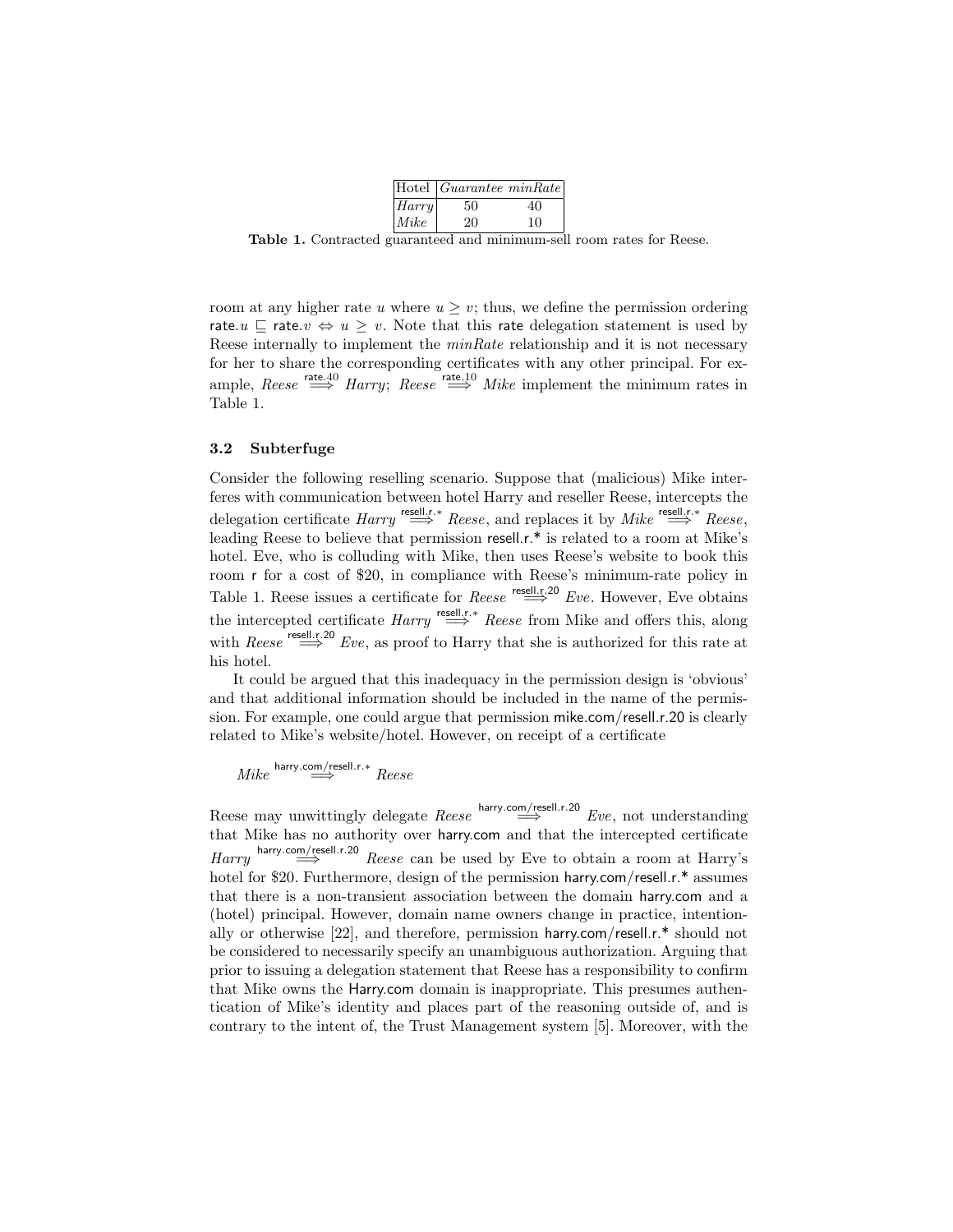| Hotel | *Guarantee* | *minRate* |
|---|---|---|
| *Harry* | 50 | 40 |
| *Mike* | 20 | 10 |

**Table 1.** Contracted guaranteed and minimum-sell room rates for Reese.

room at any higher rate $u$ where $u \geq v$; thus, we define the permission ordering $\mathsf{rate}.u \sqsubseteq \mathsf{rate}.v \Leftrightarrow u \geq v$. Note that this rate delegation statement is used by Reese internally to implement the *minRate* relationship and it is not necessary for her to share the corresponding certificates with any other principal. For example, $Reese \overset{\mathsf{rate.40}}{\Longrightarrow} Harry$; $Reese \overset{\mathsf{rate.10}}{\Longrightarrow} Mike$ implement the minimum rates in Table 1.

### 3.2 Subterfuge

Consider the following reselling scenario. Suppose that (malicious) Mike interferes with communication between hotel Harry and reseller Reese, intercepts the delegation certificate $Harry \overset{\mathsf{resell.r.*}}{\Longrightarrow} Reese$, and replaces it by $Mike \overset{\mathsf{resell.r.*}}{\Longrightarrow} Reese$, leading Reese to believe that permission resell.r.* is related to a room at Mike's hotel. Eve, who is colluding with Mike, then uses Reese's website to book this room r for a cost of $20, in compliance with Reese's minimum-rate policy in Table 1. Reese issues a certificate for $Reese \overset{\mathsf{resell.r.20}}{\Longrightarrow} Eve$. However, Eve obtains the intercepted certificate $Harry \overset{\mathsf{resell.r.*}}{\Longrightarrow} Reese$ from Mike and offers this, along with $Reese \overset{\mathsf{resell.r.20}}{\Longrightarrow} Eve$, as proof to Harry that she is authorized for this rate at his hotel.

It could be argued that this inadequacy in the permission design is 'obvious' and that additional information should be included in the name of the permission. For example, one could argue that permission mike.com/resell.r.20 is clearly related to Mike's website/hotel. However, on receipt of a certificate

$$Mike \overset{\mathsf{harry.com/resell.r.*}}{\Longrightarrow} Reese$$

Reese may unwittingly delegate $Reese \overset{\mathsf{harry.com/resell.r.20}}{\Longrightarrow} Eve$, not understanding that Mike has no authority over harry.com and that the intercepted certificate $Harry \overset{\mathsf{harry.com/resell.r.20}}{\Longrightarrow} Reese$ can be used by Eve to obtain a room at Harry's hotel for $20. Furthermore, design of the permission harry.com/resell.r.* assumes that there is a non-transient association between the domain harry.com and a (hotel) principal. However, domain name owners change in practice, intentionally or otherwise [22], and therefore, permission harry.com/resell.r.* should not be considered to necessarily specify an unambiguous authorization. Arguing that prior to issuing a delegation statement that Reese has a responsibility to confirm that Mike owns the Harry.com domain is inappropriate. This presumes authentication of Mike's identity and places part of the reasoning outside of, and is contrary to the intent of, the Trust Management system [5]. Moreover, with the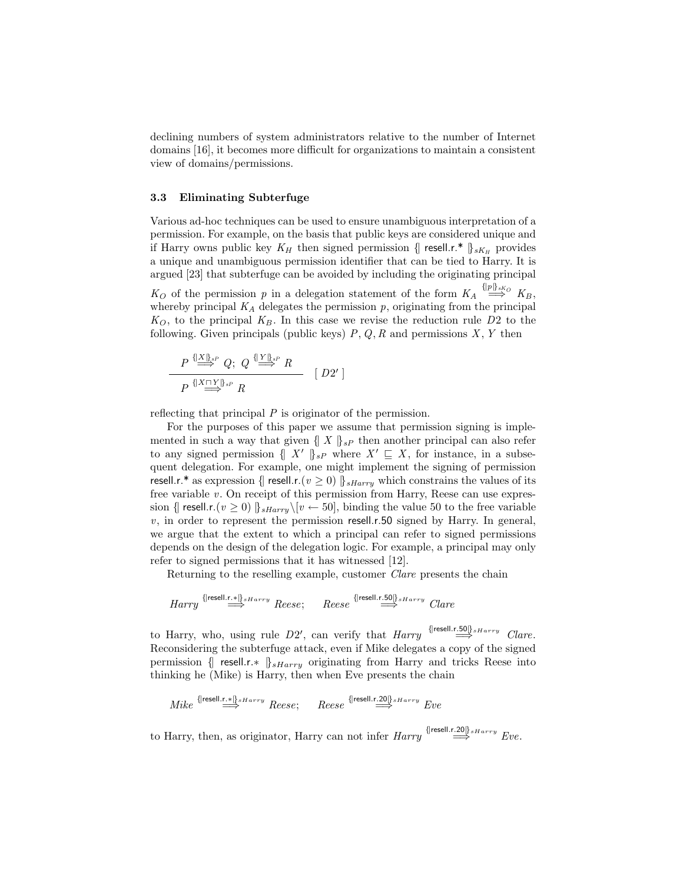declining numbers of system administrators relative to the number of Internet domains [16], it becomes more difficult for organizations to maintain a consistent view of domains/permissions.

### 3.3 Eliminating Subterfuge

Various ad-hoc techniques can be used to ensure unambiguous interpretation of a permission. For example, on the basis that public keys are considered unique and if Harry owns public key $K_H$ then signed permission $\{\!|\ \mathsf{resell.r.*}\ |\!\}_{sK_H}$ provides a unique and unambiguous permission identifier that can be tied to Harry. It is argued [23] that subterfuge can be avoided by including the originating principal $K_O$ of the permission $p$ in a delegation statement of the form $K_A \stackrel{\{\!|p|\!\}_{sK_O}}{\Longrightarrow} K_B$, whereby principal $K_A$ delegates the permission $p$, originating from the principal $K_O$, to the principal $K_B$. In this case we revise the reduction rule $D2$ to the following. Given principals (public keys) $P$, $Q$, $R$ and permissions $X$, $Y$ then

$$\frac{P \stackrel{\{\!|X|\!\}_{sP}}{\Longrightarrow} Q;\ Q \stackrel{\{\!|Y|\!\}_{sP}}{\Longrightarrow} R}{P \stackrel{\{\!|X \sqcap Y|\!\}_{sP}}{\Longrightarrow} R} \quad [\ D2'\ ]$$

reflecting that principal $P$ is originator of the permission.

For the purposes of this paper we assume that permission signing is implemented in such a way that given $\{\!|\ X\ |\!\}_{sP}$ then another principal can also refer to any signed permission $\{\!|\ X'\ |\!\}_{sP}$ where $X' \sqsubseteq X$, for instance, in a subsequent delegation. For example, one might implement the signing of permission $\mathsf{resell.r.*}$ as expression $\{\!|\ \mathsf{resell.r.}(v \geq 0)\ |\!\}_{sHarry}$ which constrains the values of its free variable $v$. On receipt of this permission from Harry, Reese can use expression $\{\!|\ \mathsf{resell.r.}(v \geq 0)\ |\!\}_{sHarry}\backslash[v \leftarrow 50]$, binding the value 50 to the free variable $v$, in order to represent the permission $\mathsf{resell.r.50}$ signed by Harry. In general, we argue that the extent to which a principal can refer to signed permissions depends on the design of the delegation logic. For example, a principal may only refer to signed permissions that it has witnessed [12].

Returning to the reselling example, customer *Clare* presents the chain

$$Harry \stackrel{\{\!|\mathsf{resell.r.*}|\!\}_{sHarry}}{\Longrightarrow} Reese; \qquad Reese \stackrel{\{\!|\mathsf{resell.r.50}|\!\}_{sHarry}}{\Longrightarrow} Clare$$

to Harry, who, using rule $D2'$, can verify that $Harry \stackrel{\{\!|\mathsf{resell.r.50}|\!\}_{sHarry}}{\Longrightarrow} Clare$. Reconsidering the subterfuge attack, even if Mike delegates a copy of the signed permission $\{\!|\ \mathsf{resell.r.*}\ |\!\}_{sHarry}$ originating from Harry and tricks Reese into thinking he (Mike) is Harry, then when Eve presents the chain

$$Mike \stackrel{\{\!|\mathsf{resell.r.*}|\!\}_{sHarry}}{\Longrightarrow} Reese; \qquad Reese \stackrel{\{\!|\mathsf{resell.r.20}|\!\}_{sHarry}}{\Longrightarrow} Eve$$

to Harry, then, as originator, Harry can not infer $Harry \stackrel{\{\!|\mathsf{resell.r.20}|\!\}_{sHarry}}{\Longrightarrow} Eve$.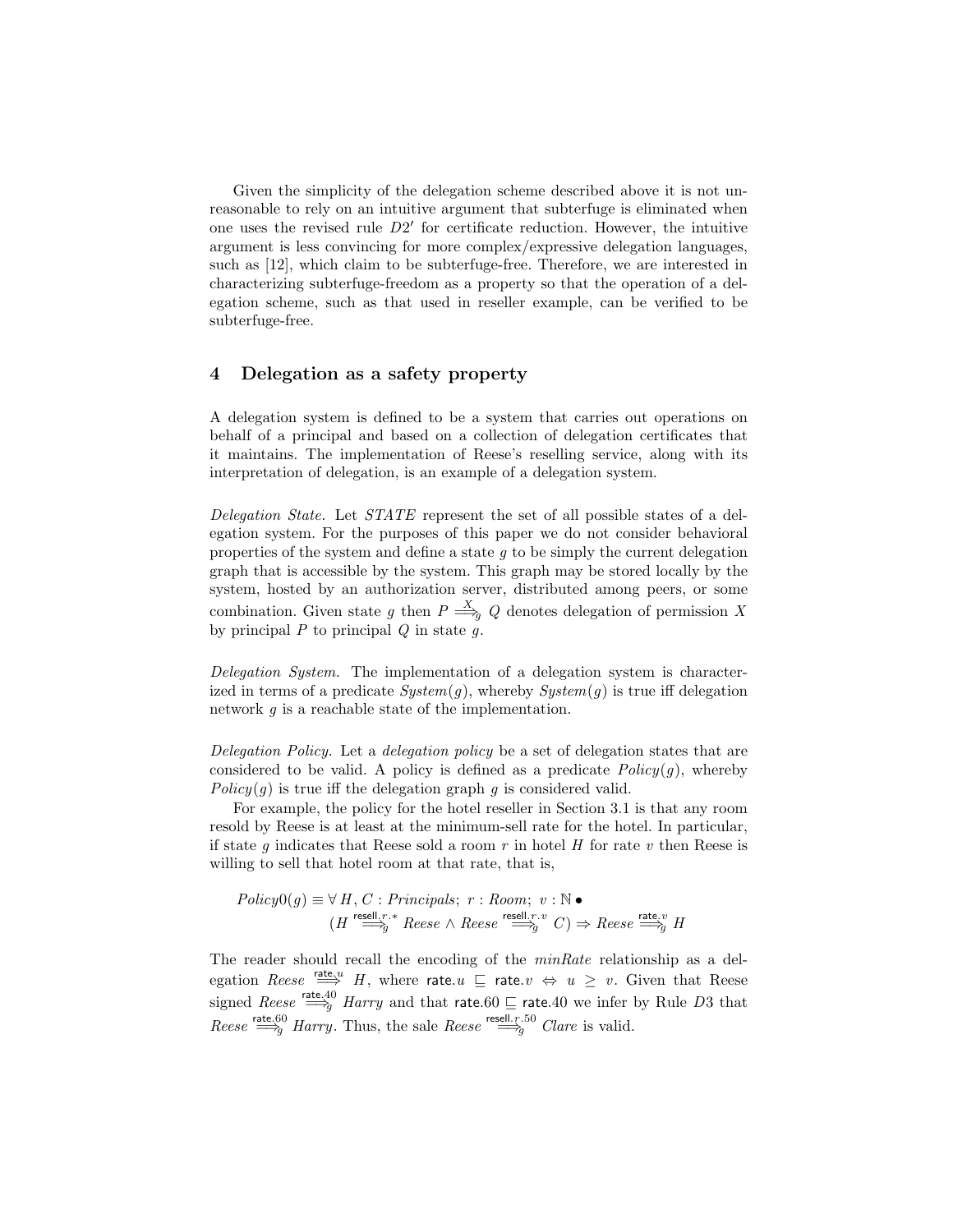Given the simplicity of the delegation scheme described above it is not unreasonable to rely on an intuitive argument that subterfuge is eliminated when one uses the revised rule $D2'$ for certificate reduction. However, the intuitive argument is less convincing for more complex/expressive delegation languages, such as [12], which claim to be subterfuge-free. Therefore, we are interested in characterizing subterfuge-freedom as a property so that the operation of a delegation scheme, such as that used in reseller example, can be verified to be subterfuge-free.

## 4 Delegation as a safety property

A delegation system is defined to be a system that carries out operations on behalf of a principal and based on a collection of delegation certificates that it maintains. The implementation of Reese's reselling service, along with its interpretation of delegation, is an example of a delegation system.

*Delegation State.* Let $STATE$ represent the set of all possible states of a delegation system. For the purposes of this paper we do not consider behavioral properties of the system and define a state $g$ to be simply the current delegation graph that is accessible by the system. This graph may be stored locally by the system, hosted by an authorization server, distributed among peers, or some combination. Given state $g$ then $P \stackrel{X}{\Longrightarrow}_g Q$ denotes delegation of permission $X$ by principal $P$ to principal $Q$ in state $g$.

*Delegation System.* The implementation of a delegation system is characterized in terms of a predicate $System(g)$, whereby $System(g)$ is true iff delegation network $g$ is a reachable state of the implementation.

*Delegation Policy.* Let a *delegation policy* be a set of delegation states that are considered to be valid. A policy is defined as a predicate $Policy(g)$, whereby $Policy(g)$ is true iff the delegation graph $g$ is considered valid.

For example, the policy for the hotel reseller in Section 3.1 is that any room resold by Reese is at least at the minimum-sell rate for the hotel. In particular, if state $g$ indicates that Reese sold a room $r$ in hotel $H$ for rate $v$ then Reese is willing to sell that hotel room at that rate, that is,

$$
\begin{aligned}
Policy0(g) \equiv\ & \forall\, H, C : Principals;\ r : Room;\ v : \mathbb{N} \bullet \\
& (H \stackrel{\mathsf{resell}.r.*}{\Longrightarrow}_g Reese \wedge Reese \stackrel{\mathsf{resell}.r.v}{\Longrightarrow}_g C) \Rightarrow Reese \stackrel{\mathsf{rate}.v}{\Longrightarrow}_g H
\end{aligned}
$$

The reader should recall the encoding of the *minRate* relationship as a delegation $Reese \stackrel{\mathsf{rate}.u}{\Longrightarrow} H$, where $\mathsf{rate}.u \sqsubseteq \mathsf{rate}.v \Leftrightarrow u \geq v$. Given that Reese signed $Reese \stackrel{\mathsf{rate}.40}{\Longrightarrow}_g Harry$ and that $\mathsf{rate}.60 \sqsubseteq \mathsf{rate}.40$ we infer by Rule $D3$ that $Reese \stackrel{\mathsf{rate}.60}{\Longrightarrow}_g Harry$. Thus, the sale $Reese \stackrel{\mathsf{resell}.r.50}{\Longrightarrow}_g Clare$ is valid.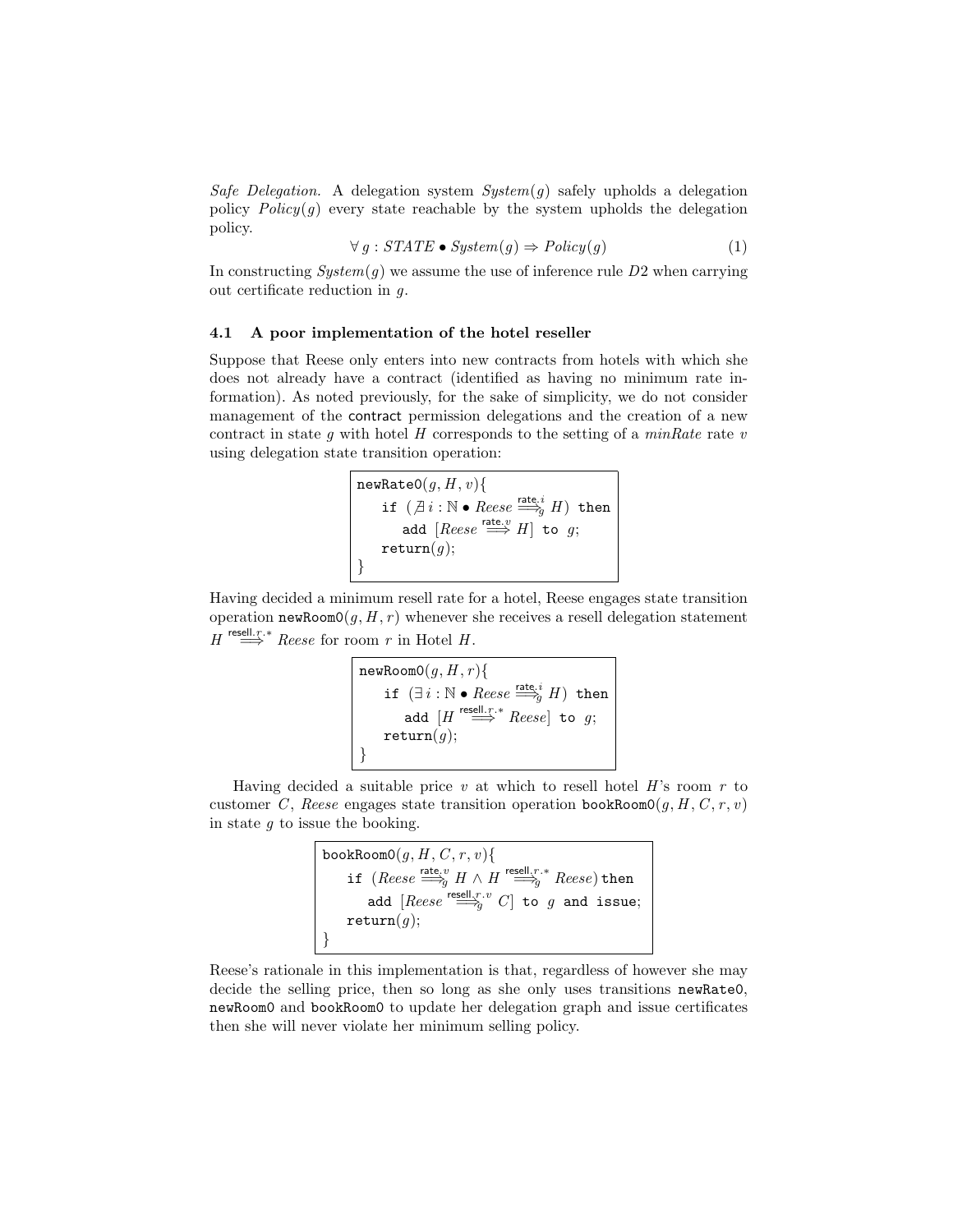*Safe Delegation.* A delegation system $System(g)$ safely upholds a delegation policy $Policy(g)$ every state reachable by the system upholds the delegation policy.

$$\forall\, g : STATE \bullet System(g) \Rightarrow Policy(g) \tag{1}$$

In constructing $System(g)$ we assume the use of inference rule $D2$ when carrying out certificate reduction in $g$.

### 4.1 A poor implementation of the hotel reseller

Suppose that Reese only enters into new contracts from hotels with which she does not already have a contract (identified as having no minimum rate information). As noted previously, for the sake of simplicity, we do not consider management of the contract permission delegations and the creation of a new contract in state $g$ with hotel $H$ corresponds to the setting of a *minRate* rate $v$ using delegation state transition operation:

$$
\begin{array}{l}
\texttt{newRate0}(g, H, v)\{\\
\quad \texttt{if}\ (\nexists\, i : \mathbb{N} \bullet Reese \overset{\mathsf{rate}.i}{\Longrightarrow}_g H)\ \texttt{then}\\
\quad\quad \texttt{add}\ [Reese \overset{\mathsf{rate}.v}{\Longrightarrow} H]\ \texttt{to}\ g;\\
\quad \texttt{return}(g);\\
\}
\end{array}
$$

Having decided a minimum resell rate for a hotel, Reese engages state transition operation $\texttt{newRoom0}(g, H, r)$ whenever she receives a resell delegation statement $H \overset{\mathsf{resell}.r.*}{\Longrightarrow} Reese$ for room $r$ in Hotel $H$.

$$
\begin{array}{l}
\texttt{newRoom0}(g, H, r)\{\\
\quad \texttt{if}\ (\exists\, i : \mathbb{N} \bullet Reese \overset{\mathsf{rate}.i}{\Longrightarrow}_g H)\ \texttt{then}\\
\quad\quad \texttt{add}\ [H \overset{\mathsf{resell}.r.*}{\Longrightarrow} Reese]\ \texttt{to}\ g;\\
\quad \texttt{return}(g);\\
\}
\end{array}
$$

Having decided a suitable price $v$ at which to resell hotel $H$'s room $r$ to customer $C$, *Reese* engages state transition operation $\texttt{bookRoom0}(g, H, C, r, v)$ in state $g$ to issue the booking.

$$
\begin{array}{l}
\texttt{bookRoom0}(g, H, C, r, v)\{\\
\quad \texttt{if}\ (Reese \overset{\mathsf{rate}.v}{\Longrightarrow}_g H \wedge H \overset{\mathsf{resell}.r.*}{\Longrightarrow}_g Reese)\ \texttt{then}\\
\quad\quad \texttt{add}\ [Reese \overset{\mathsf{resell}.r.v}{\Longrightarrow}_g C]\ \texttt{to}\ g\ \texttt{and issue};\\
\quad \texttt{return}(g);\\
\}
\end{array}
$$

Reese's rationale in this implementation is that, regardless of however she may decide the selling price, then so long as she only uses transitions newRate0, newRoom0 and bookRoom0 to update her delegation graph and issue certificates then she will never violate her minimum selling policy.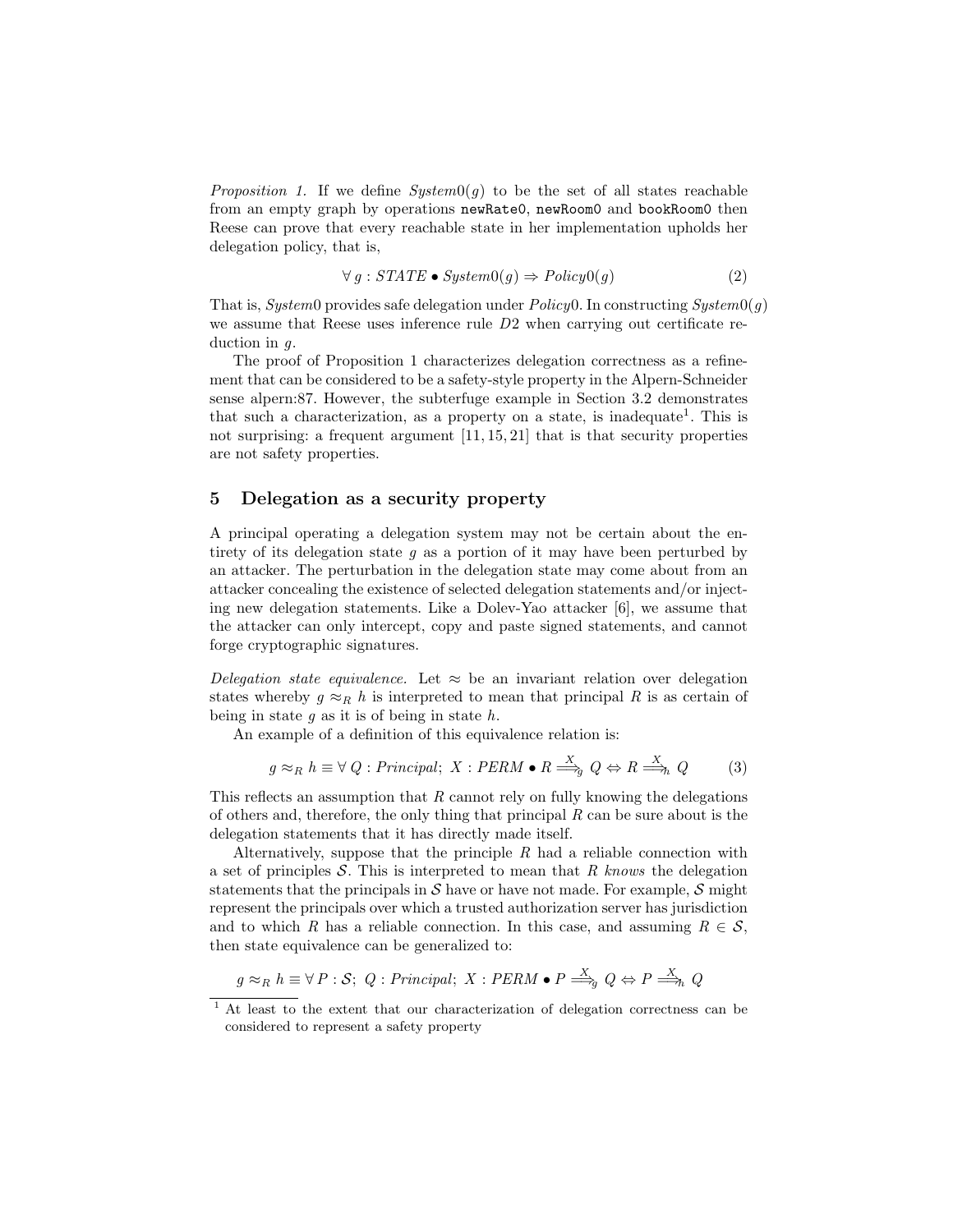*Proposition 1.* If we define $System0(g)$ to be the set of all states reachable from an empty graph by operations `newRate0`, `newRoom0` and `bookRoom0` then Reese can prove that every reachable state in her implementation upholds her delegation policy, that is,

$$\forall\, g : STATE \bullet System0(g) \Rightarrow Policy0(g) \tag{2}$$

That is, $System0$ provides safe delegation under $Policy0$. In constructing $System0(g)$ we assume that Reese uses inference rule $D2$ when carrying out certificate reduction in $g$.

The proof of Proposition 1 characterizes delegation correctness as a refinement that can be considered to be a safety-style property in the Alpern-Schneider sense alpern:87. However, the subterfuge example in Section 3.2 demonstrates that such a characterization, as a property on a state, is inadequate[1]. This is not surprising: a frequent argument [11, 15, 21] that is that security properties are not safety properties.

## 5 Delegation as a security property

A principal operating a delegation system may not be certain about the entirety of its delegation state $g$ as a portion of it may have been perturbed by an attacker. The perturbation in the delegation state may come about from an attacker concealing the existence of selected delegation statements and/or injecting new delegation statements. Like a Dolev-Yao attacker [6], we assume that the attacker can only intercept, copy and paste signed statements, and cannot forge cryptographic signatures.

*Delegation state equivalence.* Let $\approx$ be an invariant relation over delegation states whereby $g \approx_R h$ is interpreted to mean that principal $R$ is as certain of being in state $g$ as it is of being in state $h$.

An example of a definition of this equivalence relation is:

$$g \approx_R h \equiv \forall\, Q : Principal;\ X : PERM \bullet R \overset{X}{\Longrightarrow}_g Q \Leftrightarrow R \overset{X}{\Longrightarrow}_h Q \tag{3}$$

This reflects an assumption that $R$ cannot rely on fully knowing the delegations of others and, therefore, the only thing that principal $R$ can be sure about is the delegation statements that it has directly made itself.

Alternatively, suppose that the principle $R$ had a reliable connection with a set of principles $\mathcal{S}$. This is interpreted to mean that $R$ *knows* the delegation statements that the principals in $\mathcal{S}$ have or have not made. For example, $\mathcal{S}$ might represent the principals over which a trusted authorization server has jurisdiction and to which $R$ has a reliable connection. In this case, and assuming $R \in \mathcal{S}$, then state equivalence can be generalized to:

$$g \approx_R h \equiv \forall\, P : \mathcal{S};\ Q : Principal;\ X : PERM \bullet P \overset{X}{\Longrightarrow}_g Q \Leftrightarrow P \overset{X}{\Longrightarrow}_h Q$$

[1] At least to the extent that our characterization of delegation correctness can be considered to represent a safety property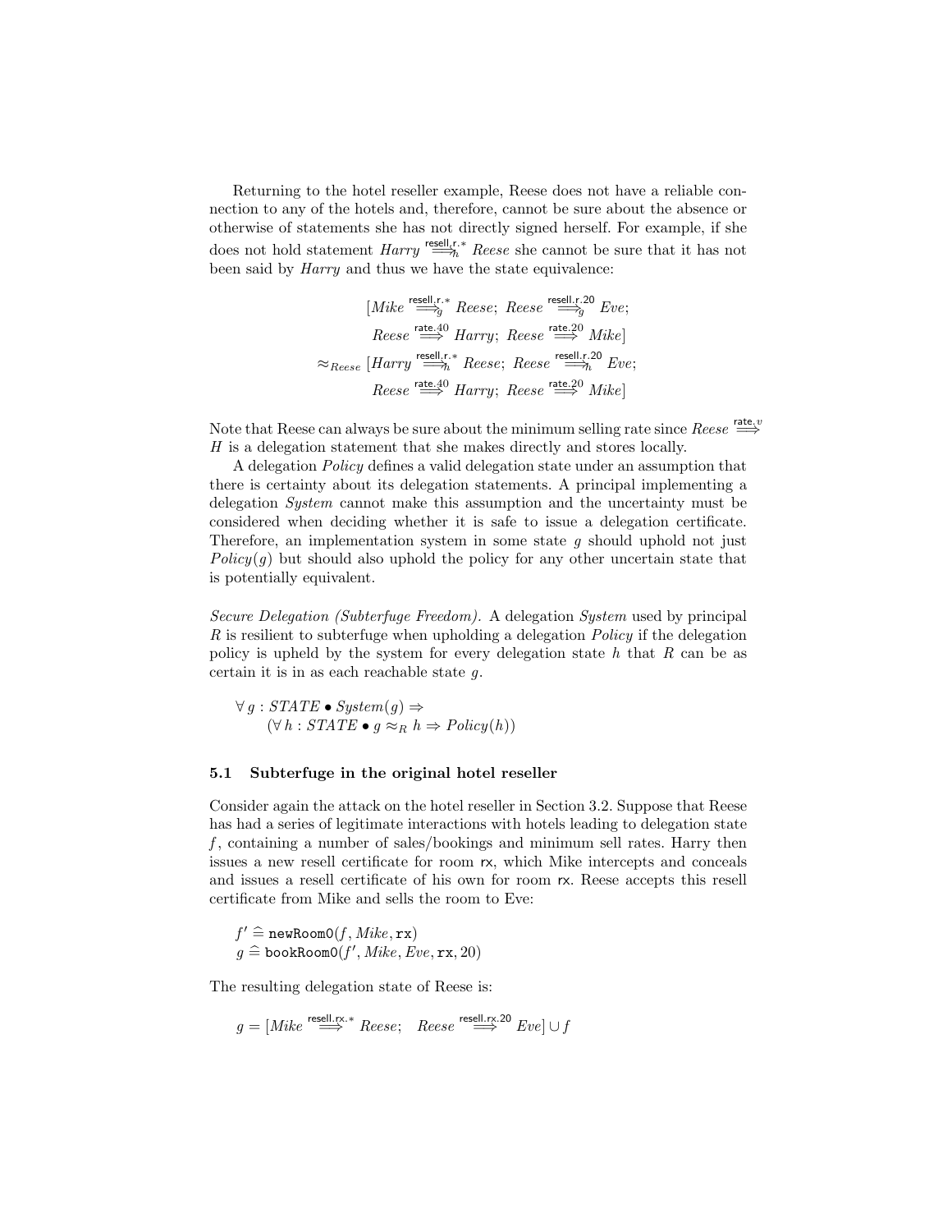Returning to the hotel reseller example, Reese does not have a reliable connection to any of the hotels and, therefore, cannot be sure about the absence or otherwise of statements she has not directly signed herself. For example, if she does not hold statement $Harry \overset{\mathsf{resell.r.*}}{\Longrightarrow}_h Reese$ she cannot be sure that it has not been said by *Harry* and thus we have the state equivalence:

$$\begin{array}{c}
[Mike \overset{\mathsf{resell.r.*}}{\Longrightarrow}_g Reese;\ Reese \overset{\mathsf{resell.r.20}}{\Longrightarrow}_g Eve; \\
Reese \overset{\mathsf{rate.40}}{\Longrightarrow} Harry;\ Reese \overset{\mathsf{rate.20}}{\Longrightarrow} Mike] \\
\approx_{Reese} [Harry \overset{\mathsf{resell.r.*}}{\Longrightarrow}_h Reese;\ Reese \overset{\mathsf{resell.r.20}}{\Longrightarrow}_h Eve; \\
Reese \overset{\mathsf{rate.40}}{\Longrightarrow} Harry;\ Reese \overset{\mathsf{rate.20}}{\Longrightarrow} Mike]
\end{array}$$

Note that Reese can always be sure about the minimum selling rate since $Reese \overset{\mathsf{rate.}v}{\Longrightarrow} H$ is a delegation statement that she makes directly and stores locally.

A delegation *Policy* defines a valid delegation state under an assumption that there is certainty about its delegation statements. A principal implementing a delegation *System* cannot make this assumption and the uncertainty must be considered when deciding whether it is safe to issue a delegation certificate. Therefore, an implementation system in some state $g$ should uphold not just $Policy(g)$ but should also uphold the policy for any other uncertain state that is potentially equivalent.

*Secure Delegation (Subterfuge Freedom).* A delegation *System* used by principal $R$ is resilient to subterfuge when upholding a delegation *Policy* if the delegation policy is upheld by the system for every delegation state $h$ that $R$ can be as certain it is in as each reachable state $g$.

$$\begin{array}{l}
\forall\, g : STATE \bullet System(g) \Rightarrow \\
\qquad (\forall\, h : STATE \bullet g \approx_R h \Rightarrow Policy(h))
\end{array}$$

### 5.1 Subterfuge in the original hotel reseller

Consider again the attack on the hotel reseller in Section 3.2. Suppose that Reese has had a series of legitimate interactions with hotels leading to delegation state $f$, containing a number of sales/bookings and minimum sell rates. Harry then issues a new resell certificate for room rx, which Mike intercepts and conceals and issues a resell certificate of his own for room rx. Reese accepts this resell certificate from Mike and sells the room to Eve:

$$\begin{array}{l}
f' \mathrel{\widehat{=}} \mathtt{newRoom0}(f, Mike, \mathtt{rx}) \\
g \mathrel{\widehat{=}} \mathtt{bookRoom0}(f', Mike, Eve, \mathtt{rx}, 20)
\end{array}$$

The resulting delegation state of Reese is:

$$g = [Mike \overset{\mathsf{resell.rx.*}}{\Longrightarrow} Reese;\quad Reese \overset{\mathsf{resell.rx.20}}{\Longrightarrow} Eve] \cup f$$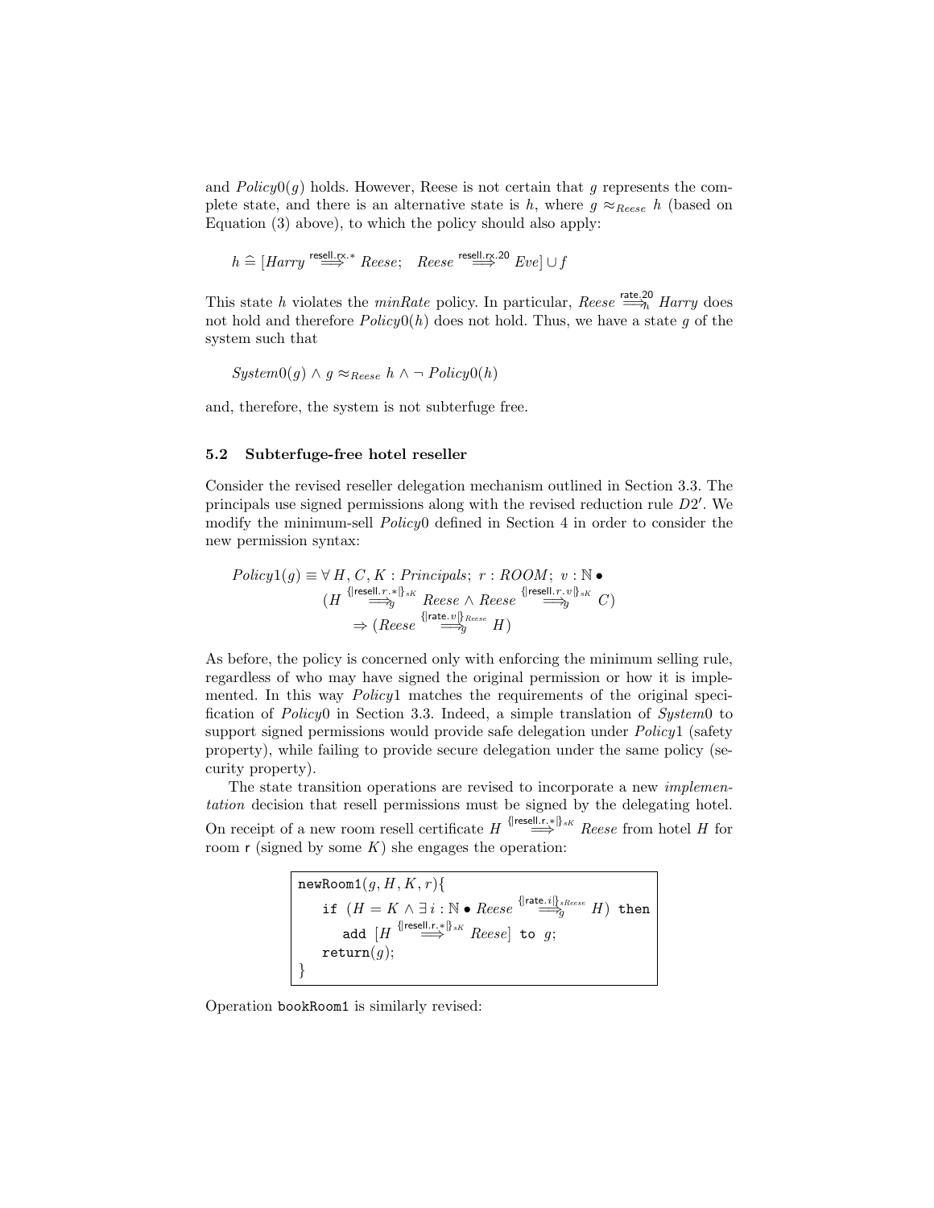and $Policy0(g)$ holds. However, Reese is not certain that $g$ represents the complete state, and there is an alternative state is $h$, where $g \approx_{Reese} h$ (based on Equation (3) above), to which the policy should also apply:

$$h \mathrel{\widehat{=}} [Harry \overset{\mathsf{resell.rx.*}}{\Longrightarrow} Reese; \quad Reese \overset{\mathsf{resell.rx.20}}{\Longrightarrow} Eve] \cup f$$

This state $h$ violates the *minRate* policy. In particular, $Reese \overset{\mathsf{rate.20}}{\Longrightarrow}_h Harry$ does not hold and therefore $Policy0(h)$ does not hold. Thus, we have a state $g$ of the system such that

$$System0(g) \wedge g \approx_{Reese} h \wedge \neg\, Policy0(h)$$

and, therefore, the system is not subterfuge free.

### 5.2 Subterfuge-free hotel reseller

Consider the revised reseller delegation mechanism outlined in Section 3.3. The principals use signed permissions along with the revised reduction rule $D2'$. We modify the minimum-sell $Policy0$ defined in Section 4 in order to consider the new permission syntax:

$$\begin{aligned} Policy1(g) \equiv\ & \forall\, H, C, K : Principals;\ r : ROOM;\ v : \mathbb{N} \bullet \\ & (H \overset{\{\!|\mathsf{resell}.r.*|\!\}_{sK}}{\Longrightarrow}_g Reese \wedge Reese \overset{\{\!|\mathsf{resell}.r.v|\!\}_{sK}}{\Longrightarrow}_g C) \\ & \quad \Rightarrow (Reese \overset{\{\!|\mathsf{rate}.v|\!\}_{Reese}}{\Longrightarrow}_g H) \end{aligned}$$

As before, the policy is concerned only with enforcing the minimum selling rule, regardless of who may have signed the original permission or how it is implemented. In this way $Policy1$ matches the requirements of the original specification of $Policy0$ in Section 3.3. Indeed, a simple translation of $System0$ to support signed permissions would provide safe delegation under $Policy1$ (safety property), while failing to provide secure delegation under the same policy (security property).

The state transition operations are revised to incorporate a new *implementation* decision that resell permissions must be signed by the delegating hotel. On receipt of a new room resell certificate $H \overset{\{\!|\mathsf{resell.r.*}|\!\}_{sK}}{\Longrightarrow} Reese$ from hotel $H$ for room $\mathsf{r}$ (signed by some $K$) she engages the operation:

```
newRoom1(g, H, K, r){
    if (H = K ∧ ∃ i : ℕ • Reese ={|rate.i|}sReese⇒g H) then
        add [H ={|resell.r.*|}sK⇒ Reese] to g;
    return(g);
}
```

Operation bookRoom1 is similarly revised: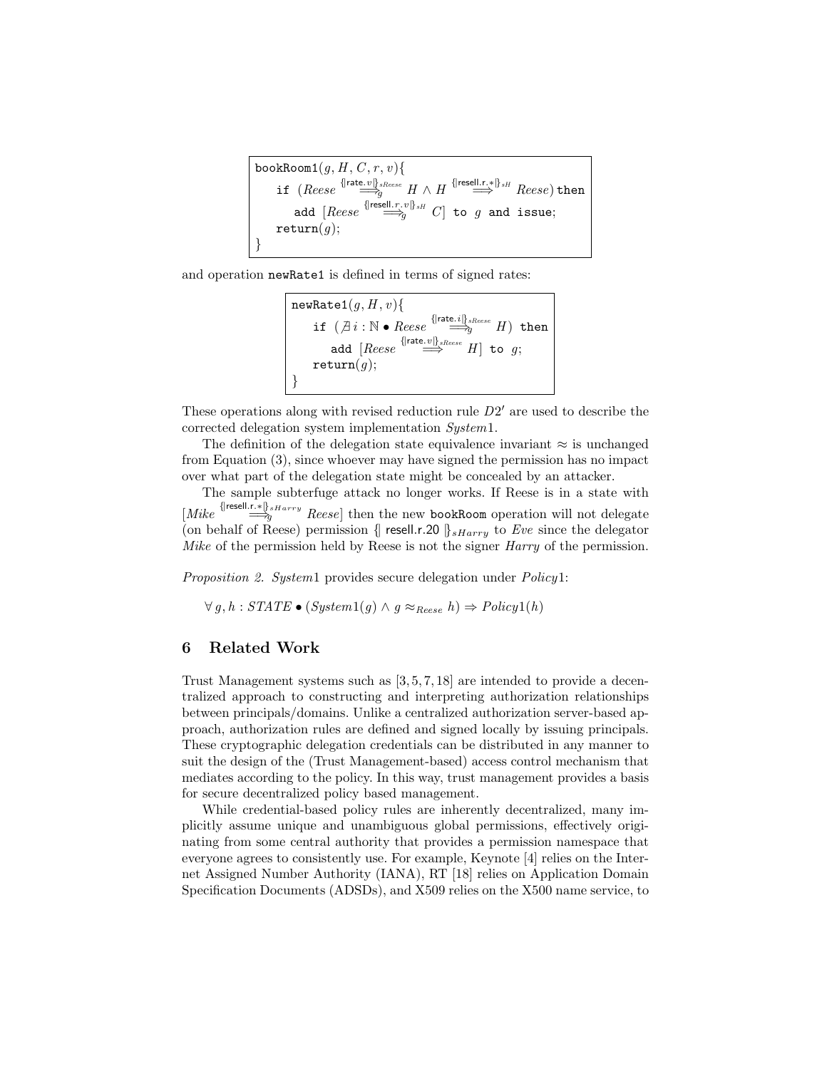```
bookRoom1(g, H, C, r, v){
    if (Reese ={| rate.v |}sReese=>g H ∧ H ={| resell.r.* |}sH=> Reese) then
        add [Reese ={| resell.r.v |}sH=>g C] to g and issue;
    return(g);
}
```

and operation `newRate1` is defined in terms of signed rates:

```
newRate1(g, H, v){
    if (∄ i : ℕ • Reese ={| rate.i |}sReese=>g H) then
        add [Reese ={| rate.v |}sReese=> H] to g;
    return(g);
}
```

These operations along with revised reduction rule $D2'$ are used to describe the corrected delegation system implementation $System1$.

The definition of the delegation state equivalence invariant $\approx$ is unchanged from Equation (3), since whoever may have signed the permission has no impact over what part of the delegation state might be concealed by an attacker.

The sample subterfuge attack no longer works. If Reese is in a state with $[Mike \overset{\{\!|\,\mathsf{resell.r.*}\,|\!\}_{sHarry}}{\Longrightarrow}_g Reese]$ then the new `bookRoom` operation will not delegate (on behalf of Reese) permission $\{\!|\ \mathsf{resell.r.20}\ |\!\}_{sHarry}$ to $Eve$ since the delegator $Mike$ of the permission held by Reese is not the signer $Harry$ of the permission.

*Proposition 2.* $System1$ provides secure delegation under $Policy1$:

$$\forall\, g, h : STATE \bullet (System1(g) \wedge g \approx_{Reese} h) \Rightarrow Policy1(h)$$

## 6 Related Work

Trust Management systems such as [3, 5, 7, 18] are intended to provide a decentralized approach to constructing and interpreting authorization relationships between principals/domains. Unlike a centralized authorization server-based approach, authorization rules are defined and signed locally by issuing principals. These cryptographic delegation credentials can be distributed in any manner to suit the design of the (Trust Management-based) access control mechanism that mediates according to the policy. In this way, trust management provides a basis for secure decentralized policy based management.

While credential-based policy rules are inherently decentralized, many implicitly assume unique and unambiguous global permissions, effectively originating from some central authority that provides a permission namespace that everyone agrees to consistently use. For example, Keynote [4] relies on the Internet Assigned Number Authority (IANA), RT [18] relies on Application Domain Specification Documents (ADSDs), and X509 relies on the X500 name service, to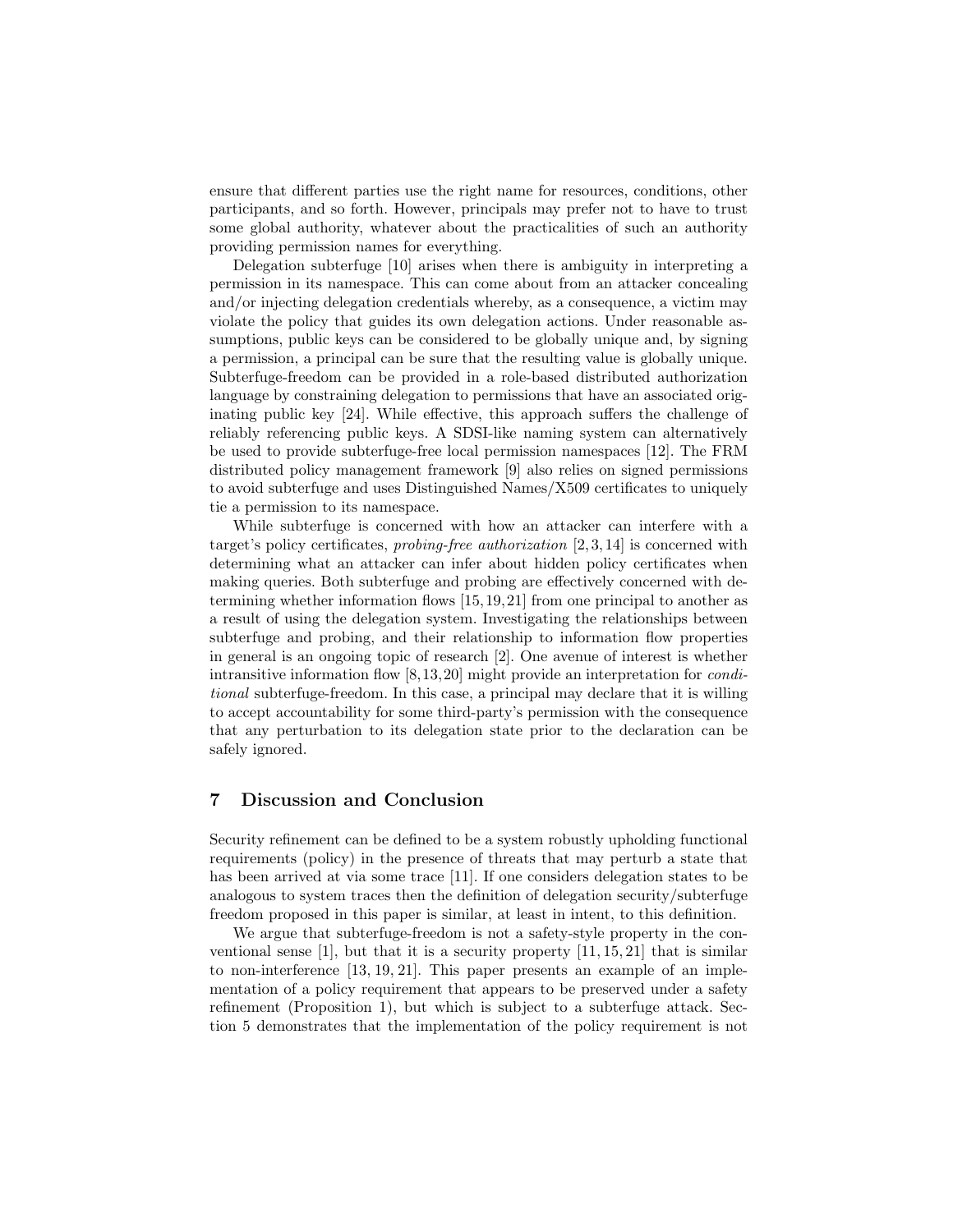ensure that different parties use the right name for resources, conditions, other participants, and so forth. However, principals may prefer not to have to trust some global authority, whatever about the practicalities of such an authority providing permission names for everything.

Delegation subterfuge [10] arises when there is ambiguity in interpreting a permission in its namespace. This can come about from an attacker concealing and/or injecting delegation credentials whereby, as a consequence, a victim may violate the policy that guides its own delegation actions. Under reasonable assumptions, public keys can be considered to be globally unique and, by signing a permission, a principal can be sure that the resulting value is globally unique. Subterfuge-freedom can be provided in a role-based distributed authorization language by constraining delegation to permissions that have an associated originating public key [24]. While effective, this approach suffers the challenge of reliably referencing public keys. A SDSI-like naming system can alternatively be used to provide subterfuge-free local permission namespaces [12]. The FRM distributed policy management framework [9] also relies on signed permissions to avoid subterfuge and uses Distinguished Names/X509 certificates to uniquely tie a permission to its namespace.

While subterfuge is concerned with how an attacker can interfere with a target's policy certificates, *probing-free authorization* [2,3,14] is concerned with determining what an attacker can infer about hidden policy certificates when making queries. Both subterfuge and probing are effectively concerned with determining whether information flows [15,19,21] from one principal to another as a result of using the delegation system. Investigating the relationships between subterfuge and probing, and their relationship to information flow properties in general is an ongoing topic of research [2]. One avenue of interest is whether intransitive information flow [8,13,20] might provide an interpretation for *conditional* subterfuge-freedom. In this case, a principal may declare that it is willing to accept accountability for some third-party's permission with the consequence that any perturbation to its delegation state prior to the declaration can be safely ignored.

## 7 Discussion and Conclusion

Security refinement can be defined to be a system robustly upholding functional requirements (policy) in the presence of threats that may perturb a state that has been arrived at via some trace [11]. If one considers delegation states to be analogous to system traces then the definition of delegation security/subterfuge freedom proposed in this paper is similar, at least in intent, to this definition.

We argue that subterfuge-freedom is not a safety-style property in the conventional sense [1], but that it is a security property [11, 15, 21] that is similar to non-interference [13, 19, 21]. This paper presents an example of an implementation of a policy requirement that appears to be preserved under a safety refinement (Proposition 1), but which is subject to a subterfuge attack. Section 5 demonstrates that the implementation of the policy requirement is not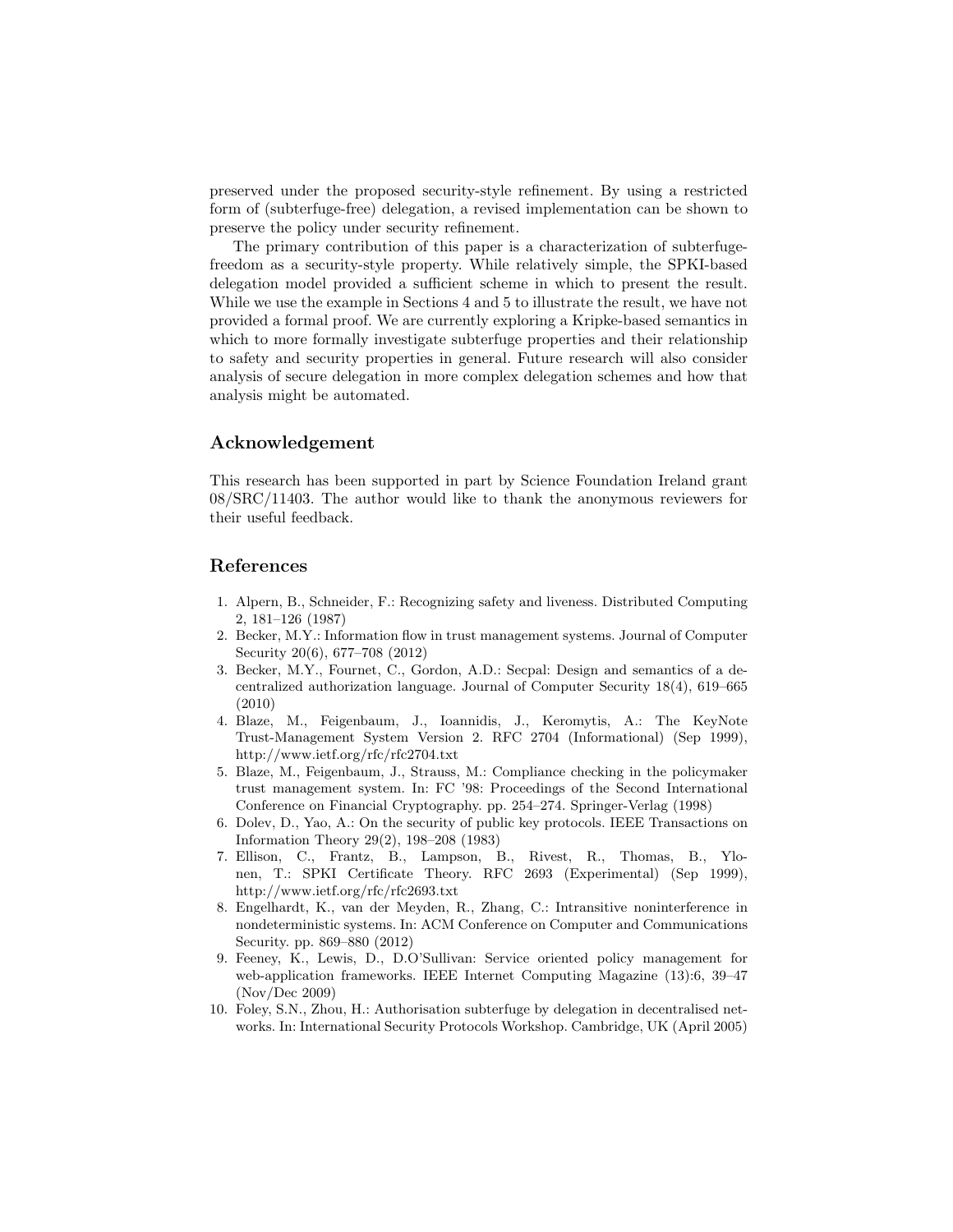preserved under the proposed security-style refinement. By using a restricted form of (subterfuge-free) delegation, a revised implementation can be shown to preserve the policy under security refinement.

The primary contribution of this paper is a characterization of subterfuge-freedom as a security-style property. While relatively simple, the SPKI-based delegation model provided a sufficient scheme in which to present the result. While we use the example in Sections 4 and 5 to illustrate the result, we have not provided a formal proof. We are currently exploring a Kripke-based semantics in which to more formally investigate subterfuge properties and their relationship to safety and security properties in general. Future research will also consider analysis of secure delegation in more complex delegation schemes and how that analysis might be automated.

## Acknowledgement

This research has been supported in part by Science Foundation Ireland grant 08/SRC/11403. The author would like to thank the anonymous reviewers for their useful feedback.

## References

1. Alpern, B., Schneider, F.: Recognizing safety and liveness. Distributed Computing 2, 181–126 (1987)
2. Becker, M.Y.: Information flow in trust management systems. Journal of Computer Security 20(6), 677–708 (2012)
3. Becker, M.Y., Fournet, C., Gordon, A.D.: Secpal: Design and semantics of a decentralized authorization language. Journal of Computer Security 18(4), 619–665 (2010)
4. Blaze, M., Feigenbaum, J., Ioannidis, J., Keromytis, A.: The KeyNote Trust-Management System Version 2. RFC 2704 (Informational) (Sep 1999), http://www.ietf.org/rfc/rfc2704.txt
5. Blaze, M., Feigenbaum, J., Strauss, M.: Compliance checking in the policymaker trust management system. In: FC '98: Proceedings of the Second International Conference on Financial Cryptography. pp. 254–274. Springer-Verlag (1998)
6. Dolev, D., Yao, A.: On the security of public key protocols. IEEE Transactions on Information Theory 29(2), 198–208 (1983)
7. Ellison, C., Frantz, B., Lampson, B., Rivest, R., Thomas, B., Ylonen, T.: SPKI Certificate Theory. RFC 2693 (Experimental) (Sep 1999), http://www.ietf.org/rfc/rfc2693.txt
8. Engelhardt, K., van der Meyden, R., Zhang, C.: Intransitive noninterference in nondeterministic systems. In: ACM Conference on Computer and Communications Security. pp. 869–880 (2012)
9. Feeney, K., Lewis, D., D.O'Sullivan: Service oriented policy management for web-application frameworks. IEEE Internet Computing Magazine (13):6, 39–47 (Nov/Dec 2009)
10. Foley, S.N., Zhou, H.: Authorisation subterfuge by delegation in decentralised networks. In: International Security Protocols Workshop. Cambridge, UK (April 2005)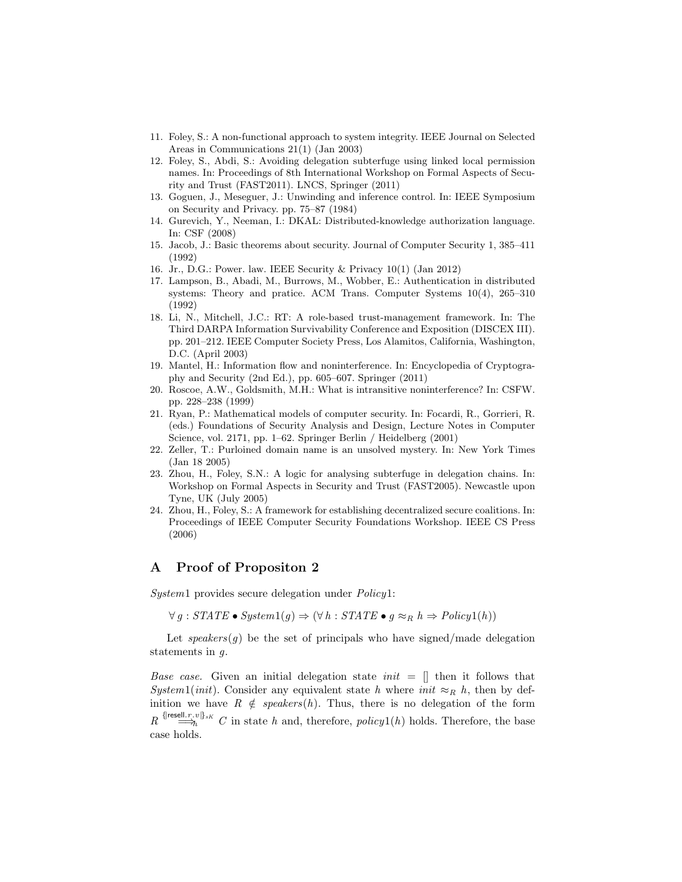11. Foley, S.: A non-functional approach to system integrity. IEEE Journal on Selected Areas in Communications 21(1) (Jan 2003)
12. Foley, S., Abdi, S.: Avoiding delegation subterfuge using linked local permission names. In: Proceedings of 8th International Workshop on Formal Aspects of Security and Trust (FAST2011). LNCS, Springer (2011)
13. Goguen, J., Meseguer, J.: Unwinding and inference control. In: IEEE Symposium on Security and Privacy. pp. 75–87 (1984)
14. Gurevich, Y., Neeman, I.: DKAL: Distributed-knowledge authorization language. In: CSF (2008)
15. Jacob, J.: Basic theorems about security. Journal of Computer Security 1, 385–411 (1992)
16. Jr., D.G.: Power. law. IEEE Security & Privacy 10(1) (Jan 2012)
17. Lampson, B., Abadi, M., Burrows, M., Wobber, E.: Authentication in distributed systems: Theory and pratice. ACM Trans. Computer Systems 10(4), 265–310 (1992)
18. Li, N., Mitchell, J.C.: RT: A role-based trust-management framework. In: The Third DARPA Information Survivability Conference and Exposition (DISCEX III). pp. 201–212. IEEE Computer Society Press, Los Alamitos, California, Washington, D.C. (April 2003)
19. Mantel, H.: Information flow and noninterference. In: Encyclopedia of Cryptography and Security (2nd Ed.), pp. 605–607. Springer (2011)
20. Roscoe, A.W., Goldsmith, M.H.: What is intransitive noninterference? In: CSFW. pp. 228–238 (1999)
21. Ryan, P.: Mathematical models of computer security. In: Focardi, R., Gorrieri, R. (eds.) Foundations of Security Analysis and Design, Lecture Notes in Computer Science, vol. 2171, pp. 1–62. Springer Berlin / Heidelberg (2001)
22. Zeller, T.: Purloined domain name is an unsolved mystery. In: New York Times (Jan 18 2005)
23. Zhou, H., Foley, S.N.: A logic for analysing subterfuge in delegation chains. In: Workshop on Formal Aspects in Security and Trust (FAST2005). Newcastle upon Tyne, UK (July 2005)
24. Zhou, H., Foley, S.: A framework for establishing decentralized secure coalitions. In: Proceedings of IEEE Computer Security Foundations Workshop. IEEE CS Press (2006)

# A Proof of Propositon 2

*System*1 provides secure delegation under *Policy*1:

$$\forall\, g : STATE \bullet System1(g) \Rightarrow (\forall\, h : STATE \bullet g \approx_R h \Rightarrow Policy1(h))$$

Let $speakers(g)$ be the set of principals who have signed/made delegation statements in $g$.

*Base case.* Given an initial delegation state $init = []$ then it follows that $System1(init)$. Consider any equivalent state $h$ where $init \approx_R h$, then by definition we have $R \notin speakers(h)$. Thus, there is no delegation of the form $R \overset{\{\!|\mathsf{resell}.r,v|\!\}_{sK}}{\Longrightarrow_h} C$ in state $h$ and, therefore, $policy1(h)$ holds. Therefore, the base case holds.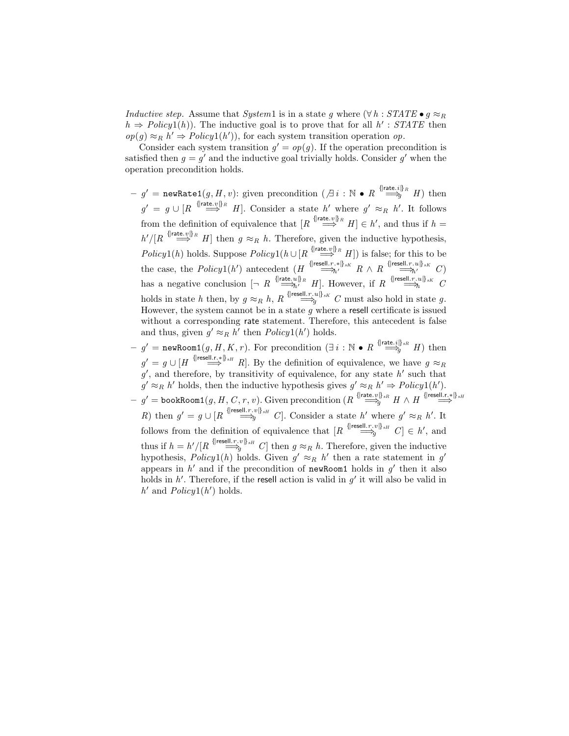*Inductive step.* Assume that *System*1 is in a state $g$ where $(\forall\, h : STATE \bullet g \approx_R h \Rightarrow Policy1(h))$. The inductive goal is to prove that for all $h' : STATE$ then $op(g) \approx_R h' \Rightarrow Policy1(h'))$, for each system transition operation $op$.

Consider each system transition $g' = op(g)$. If the operation precondition is satisfied then $g = g'$ and the inductive goal trivially holds. Consider $g'$ when the operation precondition holds.

- $g' =$ `newRate1`$(g, H, v)$: given precondition $(\nexists\, i : \mathbb{N} \bullet R \overset{\{|\mathsf{rate}.i|\}_R}{\Longrightarrow_g} H)$ then $g' = g \cup [R \overset{\{|\mathsf{rate}.v|\}_R}{\Longrightarrow} H]$. Consider a state $h'$ where $g' \approx_R h'$. It follows from the definition of equivalence that $[R \overset{\{|\mathsf{rate}.v|\}_R}{\Longrightarrow} H] \in h'$, and thus if $h = h'/[R \overset{\{|\mathsf{rate}.v|\}_R}{\Longrightarrow} H]$ then $g \approx_R h$. Therefore, given the inductive hypothesis, $Policy1(h)$ holds. Suppose $Policy1(h \cup [R \overset{\{|\mathsf{rate}.v|\}_R}{\Longrightarrow} H])$ is false; for this to be the case, the $Policy1(h')$ antecedent $(H \overset{\{|\mathsf{resell}.r.*|\}_{sK}}{\Longrightarrow_{h'}} R \wedge R \overset{\{|\mathsf{resell}.r.u|\}_{sK}}{\Longrightarrow_{h'}} C)$ has a negative conclusion $[\neg\ R \overset{\{|\mathsf{rate}.u|\}_R}{\Longrightarrow_{h'}} H]$. However, if $R \overset{\{|\mathsf{resell}.r.u|\}_{sK}}{\Longrightarrow_h} C$ holds in state $h$ then, by $g \approx_R h$, $R \overset{\{|\mathsf{resell}.r.u|\}_{sK}}{\Longrightarrow_g} C$ must also hold in state $g$. However, the system cannot be in a state $g$ where a resell certificate is issued without a corresponding rate statement. Therefore, this antecedent is false and thus, given $g' \approx_R h'$ then $Policy1(h')$ holds.
- $g' =$ `newRoom1`$(g, H, K, r)$. For precondition $(\exists\, i : \mathbb{N} \bullet R \overset{\{|\mathsf{rate}.i|\}_{sR}}{\Longrightarrow_g} H)$ then $g' = g \cup [H \overset{\{|\mathsf{resell.r.*}|\}_{sH}}{\Longrightarrow} R]$. By the definition of equivalence, we have $g \approx_R g'$, and therefore, by transitivity of equivalence, for any state $h'$ such that $g' \approx_R h'$ holds, then the inductive hypothesis gives $g' \approx_R h' \Rightarrow Policy1(h')$.
- $g' =$ `bookRoom1`$(g, H, C, r, v)$. Given precondition $(R \overset{\{|\mathsf{rate}.v|\}_{sR}}{\Longrightarrow_g} H \wedge H \overset{\{|\mathsf{resell.r.*}|\}_{sH}}{\Longrightarrow} R)$ then $g' = g \cup [R \overset{\{|\mathsf{resell}.r.v|\}_{sH}}{\Longrightarrow_g} C]$. Consider a state $h'$ where $g' \approx_R h'$. It follows from the definition of equivalence that $[R \overset{\{|\mathsf{resell}.r.v|\}_{sH}}{\Longrightarrow_g} C] \in h'$, and thus if $h = h'/[R \overset{\{|\mathsf{resell}.r.v|\}_{sH}}{\Longrightarrow_g} C]$ then $g \approx_R h$. Therefore, given the inductive hypothesis, $Policy1(h)$ holds. Given $g' \approx_R h'$ then a rate statement in $g'$ appears in $h'$ and if the precondition of `newRoom1` holds in $g'$ then it also holds in $h'$. Therefore, if the resell action is valid in $g'$ it will also be valid in $h'$ and $Policy1(h')$ holds.